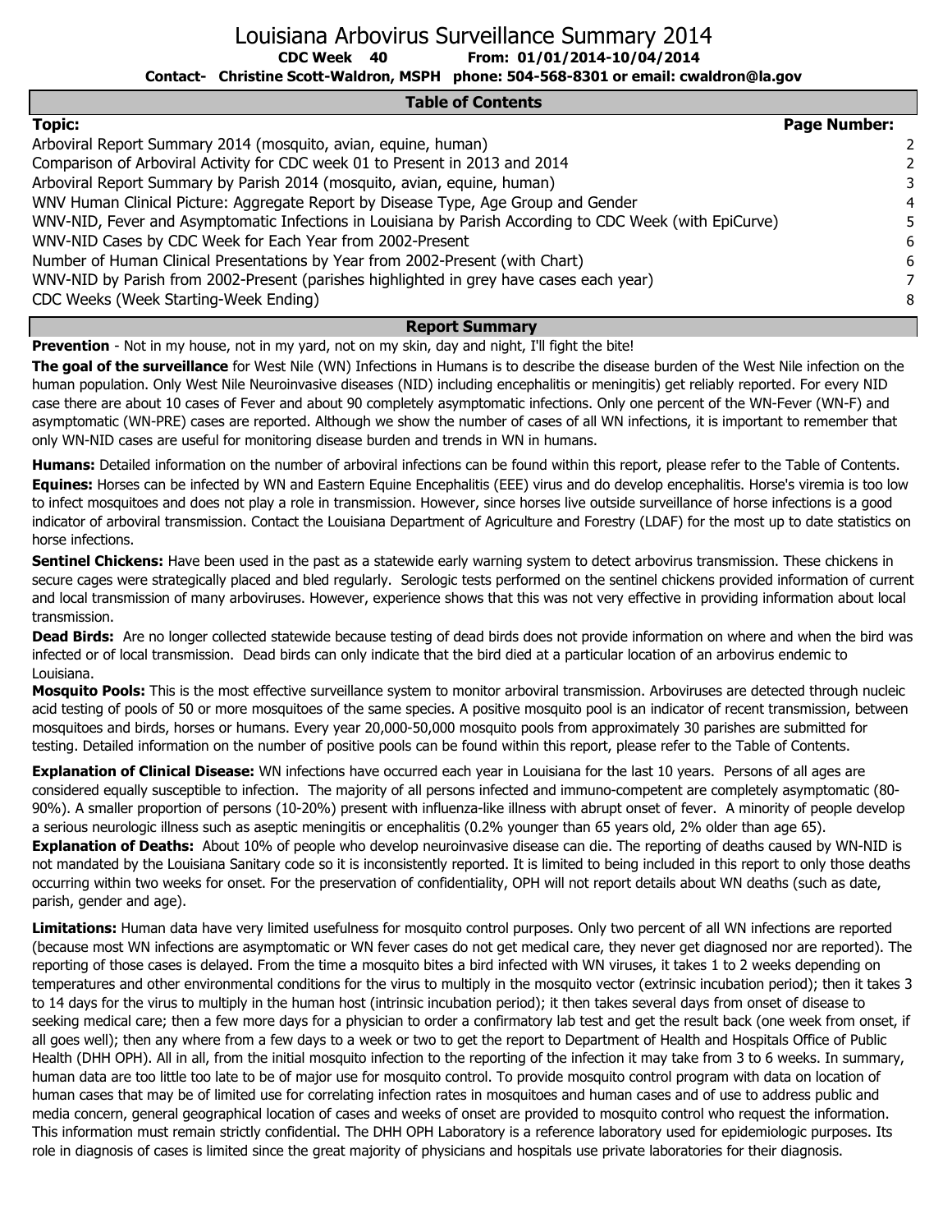# Louisiana Arbovirus Surveillance Summary 2014

**CDC Week 40 From: 01/01/2014-10/04/2014**

**Contact- Christine Scott-Waldron, MSPH phone: 504-568-8301 or email: cwaldron@la.gov**

## Table of Contents

| Topic: | Page Number: |
|---|---|
| Arboviral Report Summary 2014 (mosquito, avian, equine, human) | 2 |
| Comparison of Arboviral Activity for CDC week 01 to Present in 2013 and 2014 | 2 |
| Arboviral Report Summary by Parish 2014 (mosquito, avian, equine, human) | 3 |
| WNV Human Clinical Picture: Aggregate Report by Disease Type, Age Group and Gender | 4 |
| WNV-NID, Fever and Asymptomatic Infections in Louisiana by Parish According to CDC Week (with EpiCurve) | 5 |
| WNV-NID Cases by CDC Week for Each Year from 2002-Present | 6 |
| Number of Human Clinical Presentations by Year from 2002-Present (with Chart) | 6 |
| WNV-NID by Parish from 2002-Present (parishes highlighted in grey have cases each year) | 7 |
| CDC Weeks (Week Starting-Week Ending) | 8 |

## Report Summary

**Prevention** - Not in my house, not in my yard, not on my skin, day and night, I'll fight the bite!

**The goal of the surveillance** for West Nile (WN) Infections in Humans is to describe the disease burden of the West Nile infection on the human population. Only West Nile Neuroinvasive diseases (NID) including encephalitis or meningitis) get reliably reported. For every NID case there are about 10 cases of Fever and about 90 completely asymptomatic infections. Only one percent of the WN-Fever (WN-F) and asymptomatic (WN-PRE) cases are reported. Although we show the number of cases of all WN infections, it is important to remember that only WN-NID cases are useful for monitoring disease burden and trends in WN in humans.

**Humans:** Detailed information on the number of arboviral infections can be found within this report, please refer to the Table of Contents.

**Equines:** Horses can be infected by WN and Eastern Equine Encephalitis (EEE) virus and do develop encephalitis. Horse's viremia is too low to infect mosquitoes and does not play a role in transmission. However, since horses live outside surveillance of horse infections is a good indicator of arboviral transmission. Contact the Louisiana Department of Agriculture and Forestry (LDAF) for the most up to date statistics on horse infections.

**Sentinel Chickens:** Have been used in the past as a statewide early warning system to detect arbovirus transmission. These chickens in secure cages were strategically placed and bled regularly. Serologic tests performed on the sentinel chickens provided information of current and local transmission of many arboviruses. However, experience shows that this was not very effective in providing information about local transmission.

**Dead Birds:** Are no longer collected statewide because testing of dead birds does not provide information on where and when the bird was infected or of local transmission. Dead birds can only indicate that the bird died at a particular location of an arbovirus endemic to Louisiana.

**Mosquito Pools:** This is the most effective surveillance system to monitor arboviral transmission. Arboviruses are detected through nucleic acid testing of pools of 50 or more mosquitoes of the same species. A positive mosquito pool is an indicator of recent transmission, between mosquitoes and birds, horses or humans. Every year 20,000-50,000 mosquito pools from approximately 30 parishes are submitted for testing. Detailed information on the number of positive pools can be found within this report, please refer to the Table of Contents.

**Explanation of Clinical Disease:** WN infections have occurred each year in Louisiana for the last 10 years. Persons of all ages are considered equally susceptible to infection. The majority of all persons infected and immuno-competent are completely asymptomatic (80-90%). A smaller proportion of persons (10-20%) present with influenza-like illness with abrupt onset of fever. A minority of people develop a serious neurologic illness such as aseptic meningitis or encephalitis (0.2% younger than 65 years old, 2% older than age 65).

**Explanation of Deaths:** About 10% of people who develop neuroinvasive disease can die. The reporting of deaths caused by WN-NID is not mandated by the Louisiana Sanitary code so it is inconsistently reported. It is limited to being included in this report to only those deaths occurring within two weeks for onset. For the preservation of confidentiality, OPH will not report details about WN deaths (such as date, parish, gender and age).

**Limitations:** Human data have very limited usefulness for mosquito control purposes. Only two percent of all WN infections are reported (because most WN infections are asymptomatic or WN fever cases do not get medical care, they never get diagnosed nor are reported). The reporting of those cases is delayed. From the time a mosquito bites a bird infected with WN viruses, it takes 1 to 2 weeks depending on temperatures and other environmental conditions for the virus to multiply in the mosquito vector (extrinsic incubation period); then it takes 3 to 14 days for the virus to multiply in the human host (intrinsic incubation period); it then takes several days from onset of disease to seeking medical care; then a few more days for a physician to order a confirmatory lab test and get the result back (one week from onset, if all goes well); then any where from a few days to a week or two to get the report to Department of Health and Hospitals Office of Public Health (DHH OPH). All in all, from the initial mosquito infection to the reporting of the infection it may take from 3 to 6 weeks. In summary, human data are too little too late to be of major use for mosquito control. To provide mosquito control program with data on location of human cases that may be of limited use for correlating infection rates in mosquitoes and human cases and of use to address public and media concern, general geographical location of cases and weeks of onset are provided to mosquito control who request the information. This information must remain strictly confidential. The DHH OPH Laboratory is a reference laboratory used for epidemiologic purposes. Its role in diagnosis of cases is limited since the great majority of physicians and hospitals use private laboratories for their diagnosis.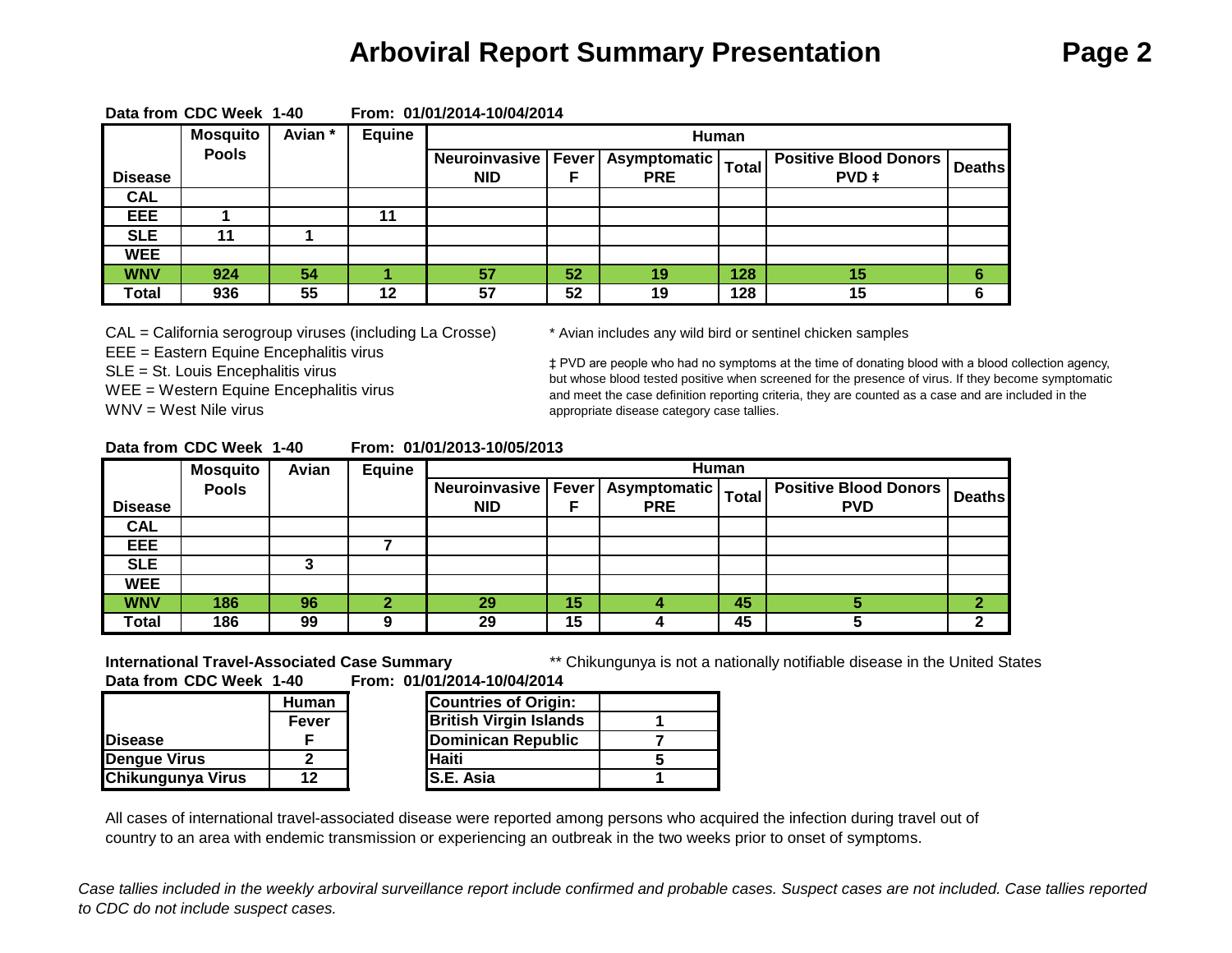# Arboviral Report Summary Presentation

**Data from CDC Week 1-40 From: 01/01/2014-10/04/2014**

| Disease | Mosquito Pools | Avian * | Equine | Human | | | | | |
|---|---|---|---|---|---|---|---|---|---|
| | | | | Neuroinvasive NID | Fever F | Asymptomatic PRE | Total | Positive Blood Donors PVD ‡ | Deaths |
| CAL | | | | | | | | | |
| EEE | 1 | | 11 | | | | | | |
| SLE | 11 | 1 | | | | | | | |
| WEE | | | | | | | | | |
| WNV | 924 | 54 | 1 | 57 | 52 | 19 | 128 | 15 | 6 |
| Total | 936 | 55 | 12 | 57 | 52 | 19 | 128 | 15 | 6 |

CAL = California serogroup viruses (including La Crosse)
EEE = Eastern Equine Encephalitis virus
SLE = St. Louis Encephalitis virus
WEE = Western Equine Encephalitis virus
WNV = West Nile virus

\* Avian includes any wild bird or sentinel chicken samples

‡ PVD are people who had no symptoms at the time of donating blood with a blood collection agency, but whose blood tested positive when screened for the presence of virus. If they become symptomatic and meet the case definition reporting criteria, they are counted as a case and are included in the appropriate disease category case tallies.

**Data from CDC Week 1-40 From: 01/01/2013-10/05/2013**

| Disease | Mosquito Pools | Avian | Equine | Human | | | | | |
|---|---|---|---|---|---|---|---|---|---|
| | | | | Neuroinvasive NID | Fever F | Asymptomatic PRE | Total | Positive Blood Donors PVD | Deaths |
| CAL | | | | | | | | | |
| EEE | | | 7 | | | | | | |
| SLE | | 3 | | | | | | | |
| WEE | | | | | | | | | |
| WNV | 186 | 96 | 2 | 29 | 15 | 4 | 45 | 5 | 2 |
| Total | 186 | 99 | 9 | 29 | 15 | 4 | 45 | 5 | 2 |

**International Travel-Associated Case Summary**
**Data from CDC Week 1-40 From: 01/01/2014-10/04/2014**

\*\* Chikungunya is not a nationally notifiable disease in the United States

| Disease | Human Fever F |
|---|---|
| Dengue Virus | 2 |
| Chikungunya Virus | 12 |

| Countries of Origin: | |
|---|---|
| British Virgin Islands | 1 |
| Dominican Republic | 7 |
| Haiti | 5 |
| S.E. Asia | 1 |

All cases of international travel-associated disease were reported among persons who acquired the infection during travel out of country to an area with endemic transmission or experiencing an outbreak in the two weeks prior to onset of symptoms.

*Case tallies included in the weekly arboviral surveillance report include confirmed and probable cases. Suspect cases are not included. Case tallies reported to CDC do not include suspect cases.*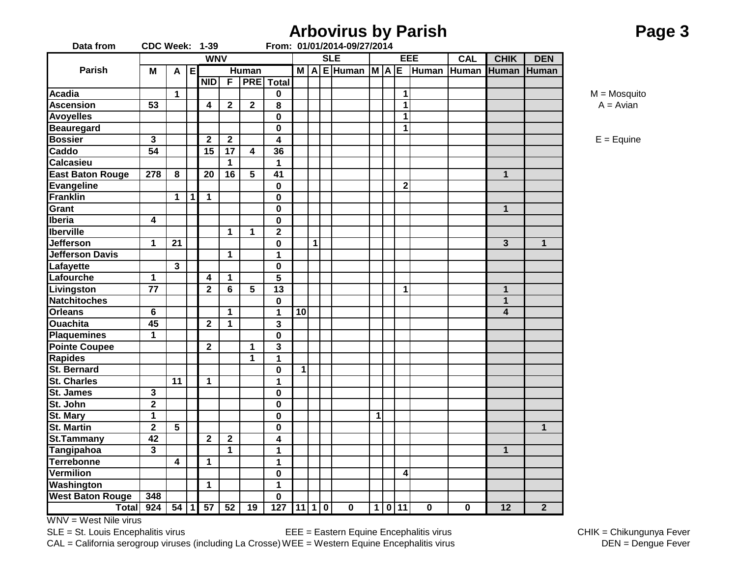# Arbovirus by Parish

**Page 3**

Data from CDC Week: 1-39 From: 01/01/2014-09/27/2014

| Parish | WNV | | | | | | | SLE | | | | EEE | | | | CAL | CHIK | DEN |
|---|---|---|---|---|---|---|---|---|---|---|---|---|---|---|---|---|---|---|
| | M | A | E | Human | | | | M | A | E | Human | M | A | E | Human | Human | Human | Human |
| | | | | NID | F | PRE | Total | | | | | | | | | | | |
| Acadia | | 1 | | | | | 0 | | | | | | | 1 | | | | |
| Ascension | 53 | | | 4 | 2 | 2 | 8 | | | | | | | 1 | | | | |
| Avoyelles | | | | | | | 0 | | | | | | | 1 | | | | |
| Beauregard | | | | | | | 0 | | | | | | | 1 | | | | |
| Bossier | 3 | | | 2 | 2 | | 4 | | | | | | | | | | | |
| Caddo | 54 | | | 15 | 17 | 4 | 36 | | | | | | | | | | | |
| Calcasieu | | | | | 1 | | 1 | | | | | | | | | | | |
| East Baton Rouge | 278 | 8 | | 20 | 16 | 5 | 41 | | | | | | | | | | 1 | |
| Evangeline | | | | | | | 0 | | | | | | | 2 | | | | |
| Franklin | | 1 | 1 | 1 | | | 0 | | | | | | | | | | | |
| Grant | | | | | | | 0 | | | | | | | | | | 1 | |
| Iberia | 4 | | | | | | 0 | | | | | | | | | | | |
| Iberville | | | | | 1 | 1 | 2 | | | | | | | | | | | |
| Jefferson | 1 | 21 | | | | | 0 | | 1 | | | | | | | | 3 | 1 |
| Jefferson Davis | | | | | 1 | | 1 | | | | | | | | | | | |
| Lafayette | | 3 | | | | | 0 | | | | | | | | | | | |
| Lafourche | 1 | | | 4 | 1 | | 5 | | | | | | | | | | | |
| Livingston | 77 | | | 2 | 6 | 5 | 13 | | | | | | | 1 | | | 1 | |
| Natchitoches | | | | | | | 0 | | | | | | | | | | 1 | |
| Orleans | 6 | | | | 1 | | 1 | 10 | | | | | | | | | 4 | |
| Ouachita | 45 | | | 2 | 1 | | 3 | | | | | | | | | | | |
| Plaquemines | 1 | | | | | | 0 | | | | | | | | | | | |
| Pointe Coupee | | | | 2 | | 1 | 3 | | | | | | | | | | | |
| Rapides | | | | | | 1 | 1 | | | | | | | | | | | |
| St. Bernard | | | | | | | 0 | 1 | | | | | | | | | | |
| St. Charles | | 11 | | 1 | | | 1 | | | | | | | | | | | |
| St. James | 3 | | | | | | 0 | | | | | | | | | | | |
| St. John | 2 | | | | | | 0 | | | | | | | | | | | |
| St. Mary | 1 | | | | | | 0 | | | | | 1 | | | | | | |
| St. Martin | 2 | 5 | | | | | 0 | | | | | | | | | | | 1 |
| St.Tammany | 42 | | | 2 | 2 | | 4 | | | | | | | | | | | |
| Tangipahoa | 3 | | | | 1 | | 1 | | | | | | | | | | 1 | |
| Terrebonne | | 4 | | 1 | | | 1 | | | | | | | | | | | |
| Vermilion | | | | | | | 0 | | | | | | | 4 | | | | |
| Washington | | | | 1 | | | 1 | | | | | | | | | | | |
| West Baton Rouge | 348 | | | | | | 0 | | | | | | | | | | | |
| **Total** | **924** | **54** | **1** | **57** | **52** | **19** | **127** | **11** | **1** | **0** | **0** | **1** | **0** | **11** | **0** | **0** | **12** | **2** |

M = Mosquito
A = Avian
E = Equine

WNV = West Nile virus
SLE = St. Louis Encephalitis virus
CAL = California serogroup viruses (including La Crosse)
EEE = Eastern Equine Encephalitis virus
WEE = Western Equine Encephalitis virus
CHIK = Chikungunya Fever
DEN = Dengue Fever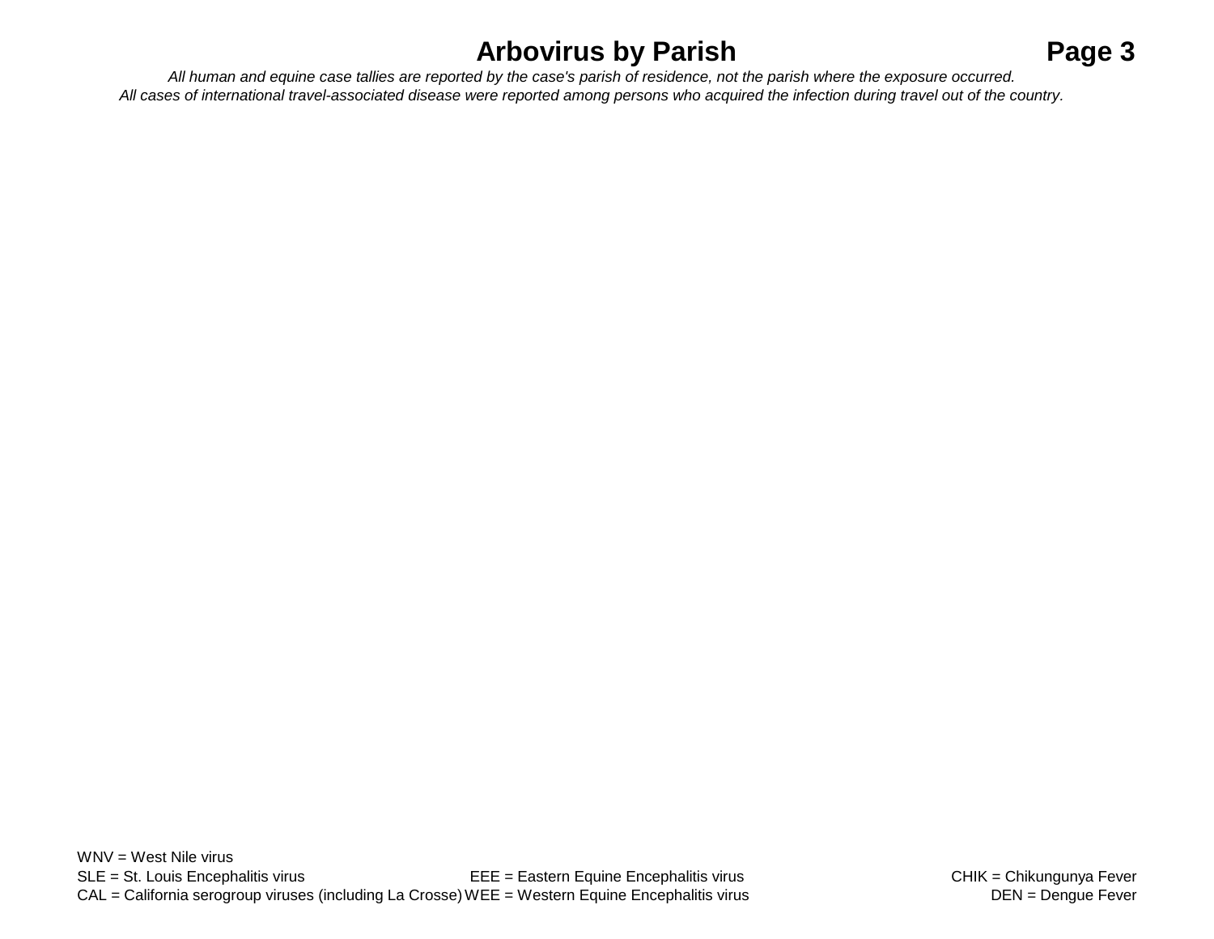# Arbovirus by Parish

*All human and equine case tallies are reported by the case's parish of residence, not the parish where the exposure occurred.*
*All cases of international travel-associated disease were reported among persons who acquired the infection during travel out of the country.*

WNV = West Nile virus
SLE = St. Louis Encephalitis virus
CAL = California serogroup viruses (including La Crosse)
EEE = Eastern Equine Encephalitis virus
WEE = Western Equine Encephalitis virus
CHIK = Chikungunya Fever
DEN = Dengue Fever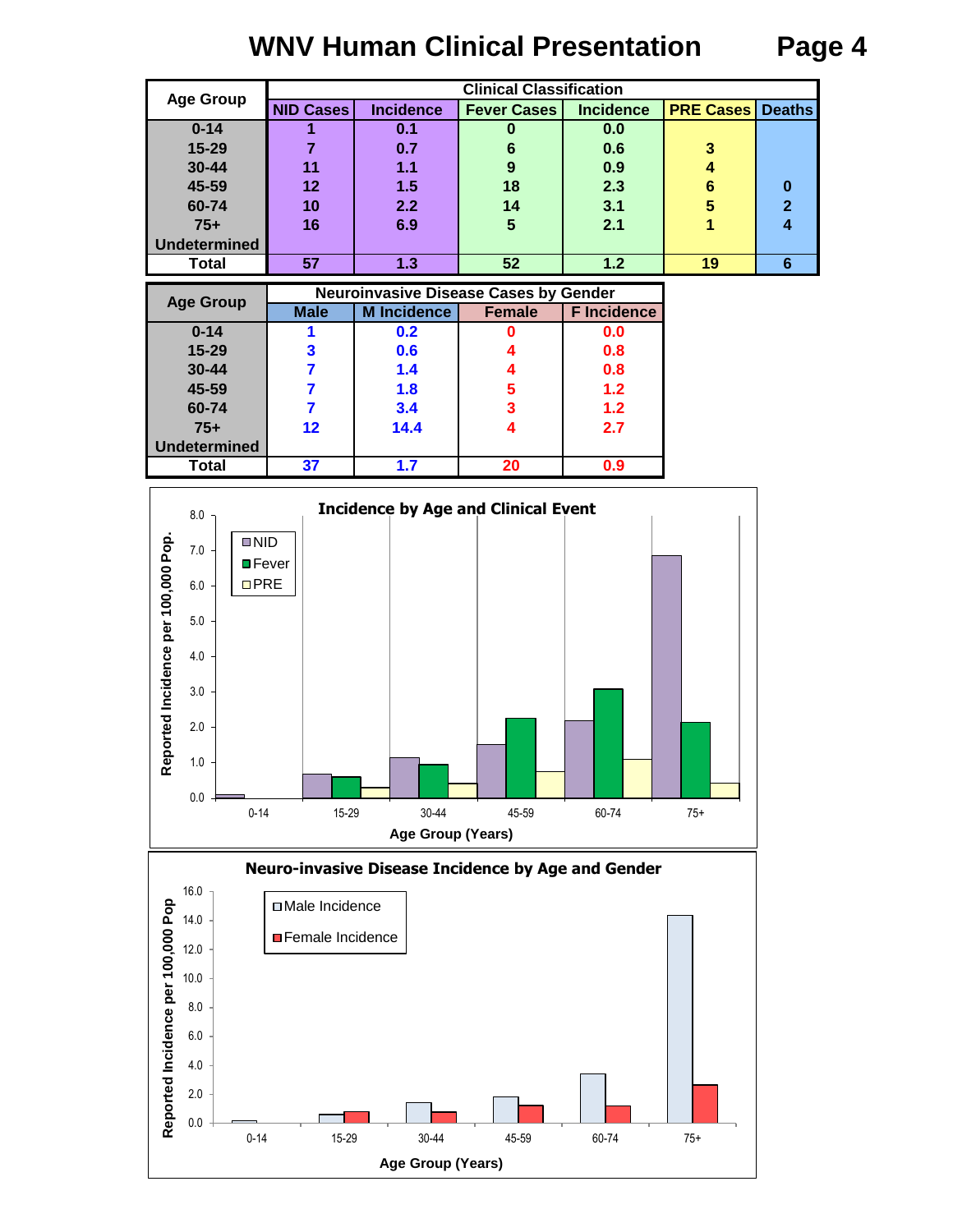# WNV Human Clinical Presentation

| Age Group | Clinical Classification | | | | | |
|---|---|---|---|---|---|---|
| | NID Cases | Incidence | Fever Cases | Incidence | PRE Cases | Deaths |
| 0-14 | 1 | 0.1 | 0 | 0.0 | | |
| 15-29 | 7 | 0.7 | 6 | 0.6 | 3 | |
| 30-44 | 11 | 1.1 | 9 | 0.9 | 4 | |
| 45-59 | 12 | 1.5 | 18 | 2.3 | 6 | 0 |
| 60-74 | 10 | 2.2 | 14 | 3.1 | 5 | 2 |
| 75+ | 16 | 6.9 | 5 | 2.1 | 1 | 4 |
| Undetermined | | | | | | |
| Total | 57 | 1.3 | 52 | 1.2 | 19 | 6 |

| Age Group | Neuroinvasive Disease Cases by Gender | | | |
|---|---|---|---|---|
| | Male | M Incidence | Female | F Incidence |
| 0-14 | 1 | 0.2 | 0 | 0.0 |
| 15-29 | 3 | 0.6 | 4 | 0.8 |
| 30-44 | 7 | 1.4 | 4 | 0.8 |
| 45-59 | 7 | 1.8 | 5 | 1.2 |
| 60-74 | 7 | 3.4 | 3 | 1.2 |
| 75+ | 12 | 14.4 | 4 | 2.7 |
| Undetermined | | | | |
| Total | 37 | 1.7 | 20 | 0.9 |

**Incidence by Age and Clinical Event**

(Chart: Reported Incidence per 100,000 Pop. by Age Group (Years): 0-14, 15-29, 30-44, 45-59, 60-74, 75+; series: NID, Fever, PRE)

**Neuro-invasive Disease Incidence by Age and Gender**

(Chart: Reported Incidence per 100,000 Pop by Age Group (Years): 0-14, 15-29, 30-44, 45-59, 60-74, 75+; series: Male Incidence, Female Incidence)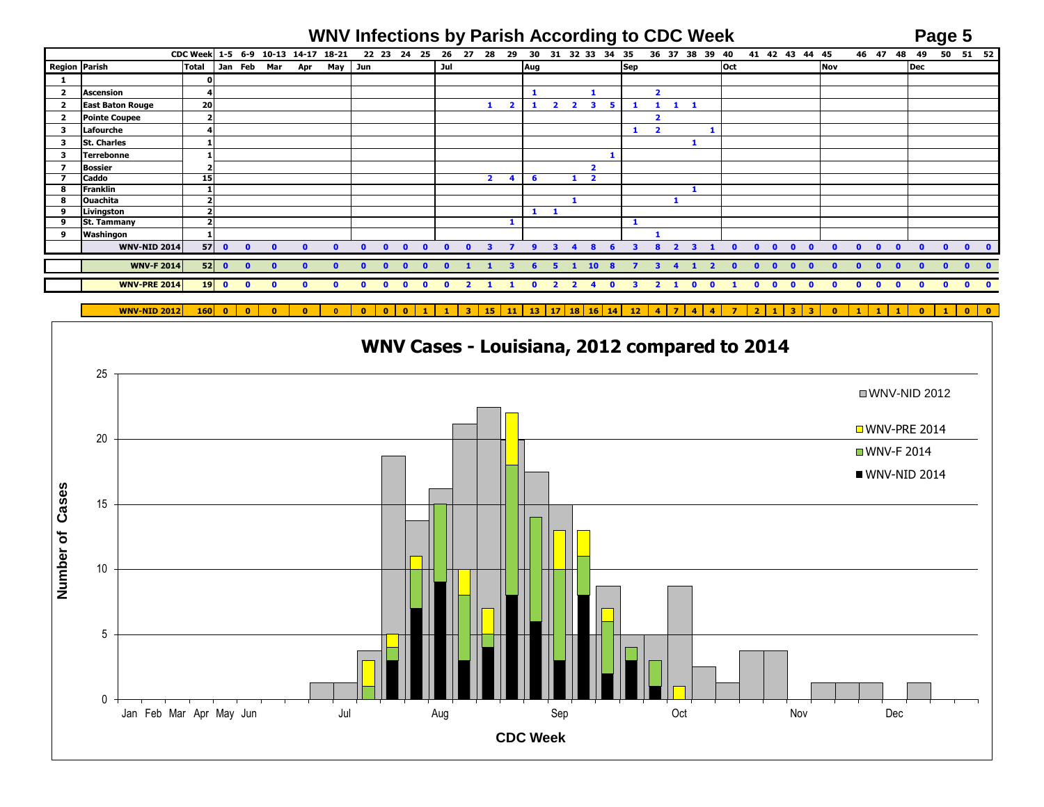# WNV Infections by Parish According to CDC Week

| Region | Parish | Total | 1-5 | 6-9 | 10-13 | 14-17 | 18-21 | 22 | 23 | 24 | 25 | 26 | 27 | 28 | 29 | 30 | 31 | 32 | 33 | 34 | 35 | 36 | 37 | 38 | 39 | 40 | 41 | 42 | 43 | 44 | 45 | 46 | 47 | 48 | 49 | 50 | 51 | 52 |
|---|---|---|---|---|---|---|---|---|---|---|---|---|---|---|---|---|---|---|---|---|---|---|---|---|---|---|---|---|---|---|---|---|---|---|---|---|---|---|
| | | | Jan | Feb | Mar | Apr | May | Jun | | | | Jul | | | | Aug | | | | | Sep | | | | | Oct | | | | | Nov | | | | Dec | | | |
| 1 | | 0 | | | | | | | | | | | | | | | | | | | | | | | | | | | | | | | | | | | | |
| 2 | Ascension | 4 | | | | | | | | | | | | | | 1 | | | 1 | | | 2 | | | | | | | | | | | | | | | | |
| 2 | East Baton Rouge | 20 | | | | | | | | | | | | 1 | 2 | 1 | 2 | 2 | 3 | 5 | 1 | 1 | 1 | 1 | | | | | | | | | | | | | | |
| 2 | Pointe Coupee | 2 | | | | | | | | | | | | | | | | | | | | 2 | | | | | | | | | | | | | | | | |
| 3 | Lafourche | 4 | | | | | | | | | | | | | | | | | | | 1 | 2 | | | 1 | | | | | | | | | | | | | |
| 3 | St. Charles | 1 | | | | | | | | | | | | | | | | | | | | | | 1 | | | | | | | | | | | | | | |
| 3 | Terrebonne | 1 | | | | | | | | | | | | | | | | | | 1 | | | | | | | | | | | | | | | | | | |
| 7 | Bossier | 2 | | | | | | | | | | | | | | | | | 2 | | | | | | | | | | | | | | | | | | | |
| 7 | Caddo | 15 | | | | | | | | | | | | 2 | 4 | 6 | | 1 | 2 | | | | | | | | | | | | | | | | | | | |
| 8 | Franklin | 1 | | | | | | | | | | | | | | | | | | | | | | 1 | | | | | | | | | | | | | | |
| 8 | Ouachita | 2 | | | | | | | | | | | | | | | | 1 | | | | | 1 | | | | | | | | | | | | | | | |
| 9 | Livingston | 2 | | | | | | | | | | | | | | 1 | 1 | | | | | | | | | | | | | | | | | | | | | |
| 9 | St. Tammany | 2 | | | | | | | | | | | | | 1 | | | | | | 1 | | | | | | | | | | | | | | | | | |
| 9 | Washington | 1 | | | | | | | | | | | | | | | | | | | | 1 | | | | | | | | | | | | | | | | |
| | **WNV-NID 2014** | **57** | 0 | 0 | 0 | 0 | 0 | 0 | 0 | 0 | 0 | 0 | 0 | 3 | 7 | 9 | 3 | 4 | 8 | 6 | 3 | 8 | 2 | 3 | 1 | 0 | 0 | 0 | 0 | 0 | 0 | 0 | 0 | 0 | 0 | 0 | 0 | 0 |
| | **WNV-F 2014** | **52** | 0 | 0 | 0 | 0 | 0 | 0 | 0 | 0 | 0 | 0 | 1 | 1 | 3 | 6 | 5 | 1 | 10 | 8 | 7 | 3 | 4 | 1 | 2 | 0 | 0 | 0 | 0 | 0 | 0 | 0 | 0 | 0 | 0 | 0 | 0 | 0 |
| | **WNV-PRE 2014** | **19** | 0 | 0 | 0 | 0 | 0 | 0 | 0 | 0 | 0 | 0 | 2 | 1 | 1 | 0 | 2 | 2 | 4 | 0 | 3 | 2 | 1 | 0 | 0 | 1 | 0 | 0 | 0 | 0 | 0 | 0 | 0 | 0 | 0 | 0 | 0 | 0 |
| | **WNV-NID 2012** | **160** | 0 | 0 | 0 | 0 | 0 | 0 | 0 | 0 | 1 | 1 | 3 | 15 | 11 | 13 | 17 | 18 | 16 | 14 | 12 | 4 | 7 | 4 | 4 | 7 | 2 | 1 | 3 | 3 | 0 | 1 | 1 | 1 | 0 | 1 | 0 | 0 |

## WNV Cases - Louisiana, 2012 compared to 2014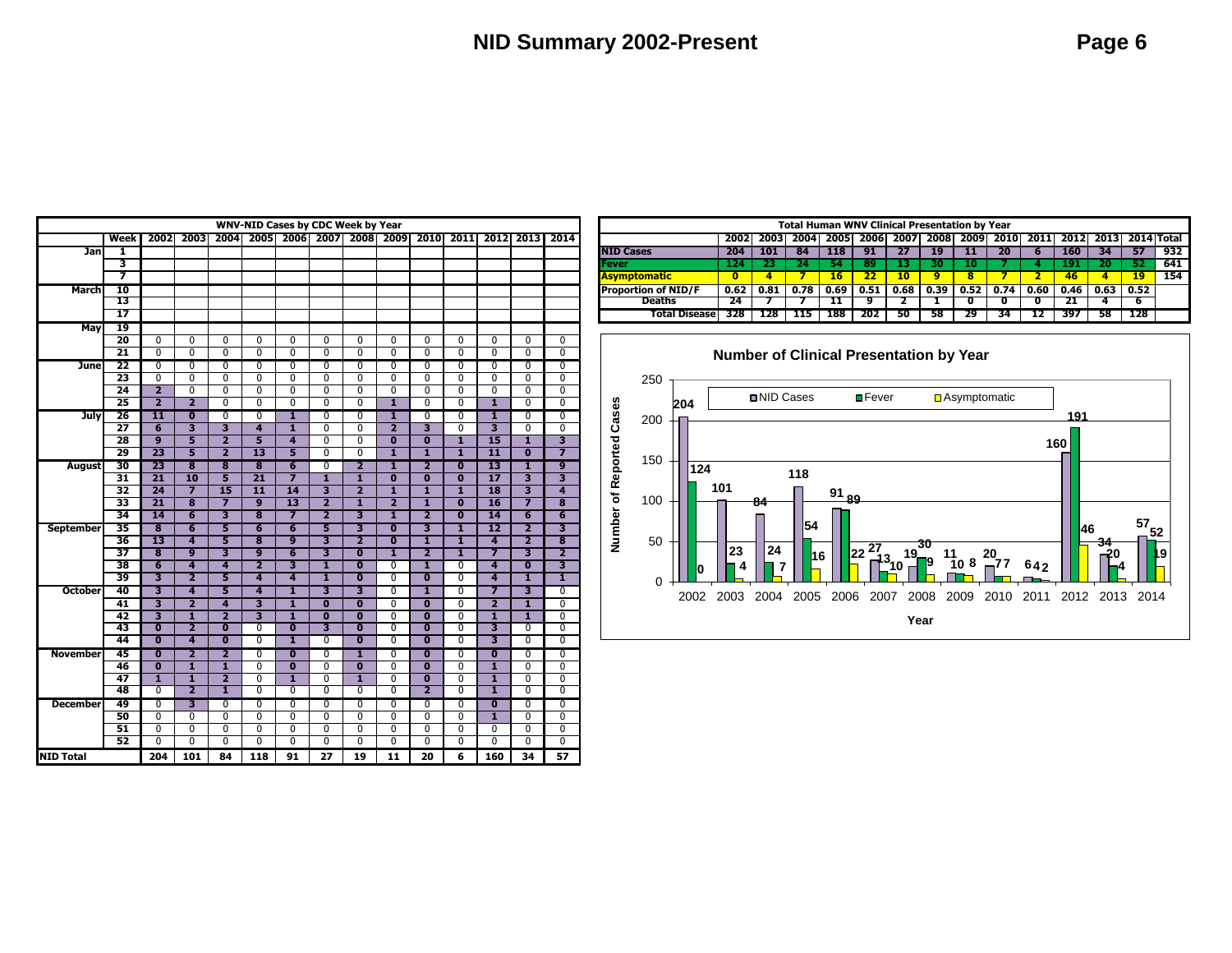# NID Summary 2002-Present

**WNV-NID Cases by CDC Week by Year**

| | Week | 2002 | 2003 | 2004 | 2005 | 2006 | 2007 | 2008 | 2009 | 2010 | 2011 | 2012 | 2013 | 2014 |
|---|---|---|---|---|---|---|---|---|---|---|---|---|---|---|
| Jan | 1 | | | | | | | | | | | | | |
| | 3 | | | | | | | | | | | | | |
| | 7 | | | | | | | | | | | | | |
| March | 10 | | | | | | | | | | | | | |
| | 13 | | | | | | | | | | | | | |
| | 17 | | | | | | | | | | | | | |
| May | 19 | | | | | | | | | | | | | |
| | 20 | 0 | 0 | 0 | 0 | 0 | 0 | 0 | 0 | 0 | 0 | 0 | 0 | 0 |
| | 21 | 0 | 0 | 0 | 0 | 0 | 0 | 0 | 0 | 0 | 0 | 0 | 0 | 0 |
| June | 22 | 0 | 0 | 0 | 0 | 0 | 0 | 0 | 0 | 0 | 0 | 0 | 0 | 0 |
| | 23 | 0 | 0 | 0 | 0 | 0 | 0 | 0 | 0 | 0 | 0 | 0 | 0 | 0 |
| | 24 | 2 | 0 | 0 | 0 | 0 | 0 | 0 | 0 | 0 | 0 | 0 | 0 | 0 |
| | 25 | 2 | 2 | 0 | 0 | 0 | 0 | 0 | 1 | 0 | 0 | 1 | 0 | 0 |
| July | 26 | 11 | 0 | 0 | 0 | 1 | 0 | 0 | 1 | 0 | 0 | 1 | 0 | 0 |
| | 27 | 6 | 3 | 3 | 4 | 1 | 0 | 0 | 2 | 3 | 0 | 3 | 0 | 0 |
| | 28 | 9 | 5 | 2 | 5 | 4 | 0 | 0 | 0 | 0 | 1 | 15 | 1 | 3 |
| | 29 | 23 | 5 | 2 | 13 | 5 | 0 | 0 | 1 | 1 | 1 | 11 | 0 | 7 |
| August | 30 | 23 | 8 | 8 | 8 | 6 | 0 | 2 | 1 | 2 | 0 | 13 | 1 | 9 |
| | 31 | 21 | 10 | 5 | 21 | 7 | 1 | 1 | 0 | 0 | 0 | 17 | 3 | 3 |
| | 32 | 24 | 7 | 15 | 11 | 14 | 3 | 2 | 1 | 1 | 1 | 18 | 3 | 4 |
| | 33 | 21 | 8 | 7 | 9 | 13 | 2 | 1 | 2 | 1 | 0 | 16 | 7 | 8 |
| | 34 | 14 | 6 | 3 | 8 | 7 | 2 | 3 | 1 | 2 | 0 | 14 | 6 | 6 |
| September | 35 | 8 | 6 | 5 | 6 | 6 | 5 | 3 | 0 | 3 | 1 | 12 | 2 | 3 |
| | 36 | 13 | 4 | 5 | 8 | 9 | 3 | 2 | 0 | 1 | 1 | 4 | 2 | 8 |
| | 37 | 8 | 9 | 3 | 9 | 6 | 3 | 0 | 1 | 2 | 1 | 7 | 3 | 2 |
| | 38 | 6 | 4 | 4 | 2 | 3 | 1 | 0 | 0 | 1 | 0 | 4 | 0 | 3 |
| | 39 | 3 | 2 | 5 | 4 | 4 | 1 | 0 | 0 | 0 | 0 | 4 | 1 | 1 |
| October | 40 | 3 | 4 | 5 | 4 | 1 | 3 | 3 | 0 | 1 | 0 | 7 | 3 | 0 |
| | 41 | 3 | 2 | 4 | 3 | 1 | 0 | 0 | 0 | 0 | 0 | 2 | 1 | 0 |
| | 42 | 3 | 1 | 2 | 3 | 1 | 0 | 0 | 0 | 0 | 0 | 1 | 1 | 0 |
| | 43 | 0 | 2 | 0 | 0 | 0 | 3 | 0 | 0 | 0 | 0 | 3 | 0 | 0 |
| | 44 | 0 | 4 | 0 | 0 | 1 | 0 | 0 | 0 | 0 | 0 | 3 | 0 | 0 |
| November | 45 | 0 | 2 | 2 | 0 | 0 | 0 | 1 | 0 | 0 | 0 | 0 | 0 | 0 |
| | 46 | 0 | 1 | 1 | 0 | 0 | 0 | 0 | 0 | 0 | 0 | 1 | 0 | 0 |
| | 47 | 1 | 1 | 2 | 0 | 1 | 0 | 1 | 0 | 0 | 0 | 1 | 0 | 0 |
| | 48 | 0 | 2 | 1 | 0 | 0 | 0 | 0 | 0 | 2 | 0 | 1 | 0 | 0 |
| December | 49 | 0 | 3 | 0 | 0 | 0 | 0 | 0 | 0 | 0 | 0 | 0 | 0 | 0 |
| | 50 | 0 | 0 | 0 | 0 | 0 | 0 | 0 | 0 | 0 | 0 | 1 | 0 | 0 |
| | 51 | 0 | 0 | 0 | 0 | 0 | 0 | 0 | 0 | 0 | 0 | 0 | 0 | 0 |
| | 52 | 0 | 0 | 0 | 0 | 0 | 0 | 0 | 0 | 0 | 0 | 0 | 0 | 0 |
| **NID Total** | | 204 | 101 | 84 | 118 | 91 | 27 | 19 | 11 | 20 | 6 | 160 | 34 | 57 |

**Total Human WNV Clinical Presentation by Year**

| | 2002 | 2003 | 2004 | 2005 | 2006 | 2007 | 2008 | 2009 | 2010 | 2011 | 2012 | 2013 | 2014 | Total |
|---|---|---|---|---|---|---|---|---|---|---|---|---|---|---|
| NID Cases | 204 | 101 | 84 | 118 | 91 | 27 | 19 | 11 | 20 | 6 | 160 | 34 | 57 | 932 |
| Fever | 124 | 23 | 24 | 54 | 89 | 13 | 30 | 10 | 7 | 4 | 191 | 20 | 52 | 641 |
| Asymptomatic | 0 | 4 | 7 | 16 | 22 | 10 | 9 | 8 | 7 | 2 | 46 | 4 | 19 | 154 |
| Proportion of NID/F | 0.62 | 0.81 | 0.78 | 0.69 | 0.51 | 0.68 | 0.39 | 0.52 | 0.74 | 0.60 | 0.46 | 0.63 | 0.52 | |
| Deaths | 24 | 7 | 7 | 11 | 9 | 2 | 1 | 0 | 0 | 0 | 21 | 4 | 6 | |
| Total Disease | 328 | 128 | 115 | 188 | 202 | 50 | 58 | 29 | 34 | 12 | 397 | 58 | 128 | |

**Number of Clinical Presentation by Year**

| Year | NID Cases | Fever | Asymptomatic |
|---|---|---|---|
| 2002 | 204 | 124 | 0 |
| 2003 | 101 | 23 | 4 |
| 2004 | 84 | 24 | 7 |
| 2005 | 118 | 54 | 16 |
| 2006 | 91 | 89 | 22 |
| 2007 | 27 | 13 | 10 |
| 2008 | 19 | 30 | 9 |
| 2009 | 11 | 10 | 8 |
| 2010 | 20 | 7 | 7 |
| 2011 | 6 | 4 | 2 |
| 2012 | 160 | 191 | 46 |
| 2013 | 34 | 20 | 4 |
| 2014 | 57 | 52 | 19 |

Y-axis: Number of Reported Cases; X-axis: Year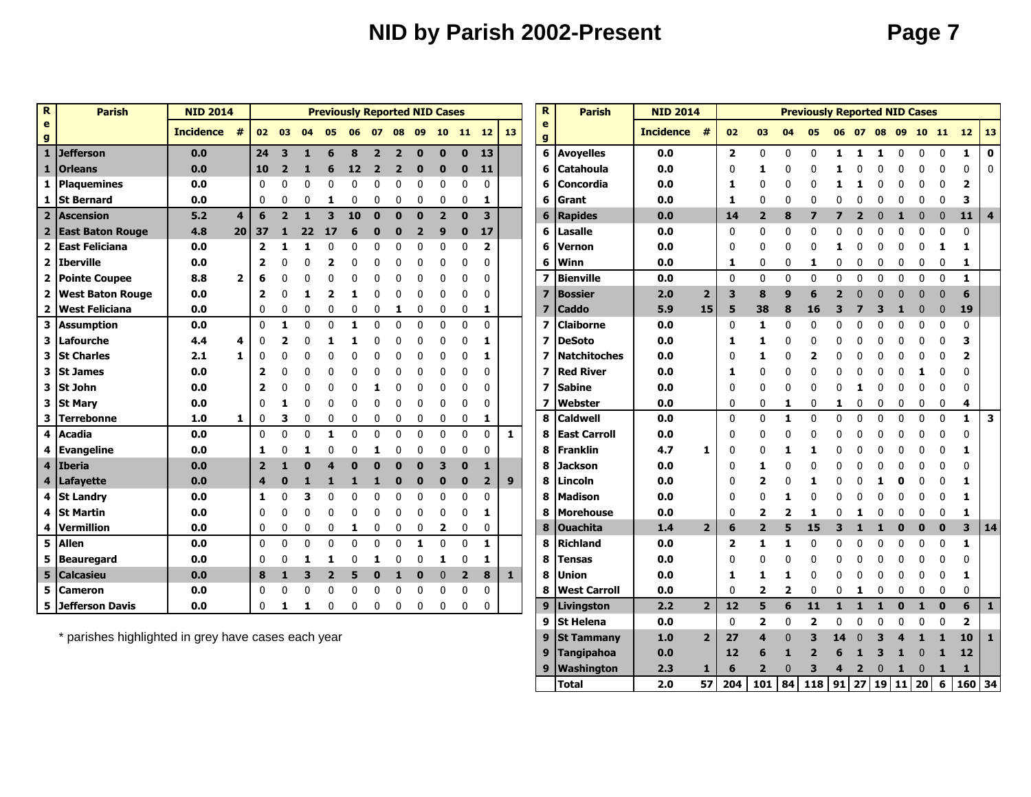# NID by Parish 2002-Present

| Reg | Parish | NID 2014 Incidence | # | 02 | 03 | 04 | 05 | 06 | 07 | 08 | 09 | 10 | 11 | 12 | 13 |
|---|---|---|---|---|---|---|---|---|---|---|---|---|---|---|---|
| 1 | Jefferson | 0.0 | | 24 | 3 | 1 | 6 | 8 | 2 | 2 | 0 | 0 | 0 | 13 | |
| 1 | Orleans | 0.0 | | 10 | 2 | 1 | 6 | 12 | 2 | 2 | 0 | 0 | 0 | 11 | |
| 1 | Plaquemines | 0.0 | | 0 | 0 | 0 | 0 | 0 | 0 | 0 | 0 | 0 | 0 | 0 | |
| 1 | St Bernard | 0.0 | | 0 | 0 | 0 | 1 | 0 | 0 | 0 | 0 | 0 | 0 | 1 | |
| 2 | Ascension | 5.2 | 4 | 6 | 2 | 1 | 3 | 10 | 0 | 0 | 0 | 2 | 0 | 3 | |
| 2 | East Baton Rouge | 4.8 | 20 | 37 | 1 | 22 | 17 | 6 | 0 | 0 | 2 | 9 | 0 | 17 | |
| 2 | East Feliciana | 0.0 | | 2 | 1 | 1 | 0 | 0 | 0 | 0 | 0 | 0 | 0 | 2 | |
| 2 | Iberville | 0.0 | | 2 | 0 | 0 | 2 | 0 | 0 | 0 | 0 | 0 | 0 | 0 | |
| 2 | Pointe Coupee | 8.8 | 2 | 6 | 0 | 0 | 0 | 0 | 0 | 0 | 0 | 0 | 0 | 0 | |
| 2 | West Baton Rouge | 0.0 | | 2 | 0 | 1 | 2 | 1 | 0 | 0 | 0 | 0 | 0 | 0 | |
| 2 | West Feliciana | 0.0 | | 0 | 0 | 0 | 0 | 0 | 0 | 1 | 0 | 0 | 0 | 1 | |
| 3 | Assumption | 0.0 | | 0 | 1 | 0 | 0 | 1 | 0 | 0 | 0 | 0 | 0 | 0 | |
| 3 | Lafourche | 4.4 | 4 | 0 | 2 | 0 | 1 | 1 | 0 | 0 | 0 | 0 | 0 | 1 | |
| 3 | St Charles | 2.1 | 1 | 0 | 0 | 0 | 0 | 0 | 0 | 0 | 0 | 0 | 0 | 1 | |
| 3 | St James | 0.0 | | 2 | 0 | 0 | 0 | 0 | 0 | 0 | 0 | 0 | 0 | 0 | |
| 3 | St John | 0.0 | | 2 | 0 | 0 | 0 | 0 | 1 | 0 | 0 | 0 | 0 | 0 | |
| 3 | St Mary | 0.0 | | 0 | 1 | 0 | 0 | 0 | 0 | 0 | 0 | 0 | 0 | 0 | |
| 3 | Terrebonne | 1.0 | 1 | 0 | 3 | 0 | 0 | 0 | 0 | 0 | 0 | 0 | 0 | 1 | |
| 4 | Acadia | 0.0 | | 0 | 0 | 0 | 1 | 0 | 0 | 0 | 0 | 0 | 0 | 0 | 1 |
| 4 | Evangeline | 0.0 | | 1 | 0 | 1 | 0 | 0 | 1 | 0 | 0 | 0 | 0 | 0 | |
| 4 | Iberia | 0.0 | | 2 | 1 | 0 | 4 | 0 | 0 | 0 | 0 | 3 | 0 | 1 | |
| 4 | Lafayette | 0.0 | | 4 | 0 | 1 | 1 | 1 | 1 | 0 | 0 | 0 | 0 | 2 | 9 |
| 4 | St Landry | 0.0 | | 1 | 0 | 3 | 0 | 0 | 0 | 0 | 0 | 0 | 0 | 0 | |
| 4 | St Martin | 0.0 | | 0 | 0 | 0 | 0 | 0 | 0 | 0 | 0 | 0 | 0 | 1 | |
| 4 | Vermillion | 0.0 | | 0 | 0 | 0 | 0 | 1 | 0 | 0 | 0 | 2 | 0 | 0 | |
| 5 | Allen | 0.0 | | 0 | 0 | 0 | 0 | 0 | 0 | 0 | 1 | 0 | 0 | 1 | |
| 5 | Beauregard | 0.0 | | 0 | 0 | 1 | 1 | 0 | 1 | 0 | 0 | 1 | 0 | 1 | |
| 5 | Calcasieu | 0.0 | | 8 | 1 | 3 | 2 | 5 | 0 | 1 | 0 | 0 | 2 | 8 | 1 |
| 5 | Cameron | 0.0 | | 0 | 0 | 0 | 0 | 0 | 0 | 0 | 0 | 0 | 0 | 0 | |
| 5 | Jefferson Davis | 0.0 | | 0 | 1 | 1 | 0 | 0 | 0 | 0 | 0 | 0 | 0 | 0 | |
| 6 | Avoyelles | 0.0 | | 2 | 0 | 0 | 0 | 1 | 1 | 1 | 0 | 0 | 0 | 1 | 0 |
| 6 | Catahoula | 0.0 | | 0 | 1 | 0 | 0 | 1 | 0 | 0 | 0 | 0 | 0 | 0 | 0 |
| 6 | Concordia | 0.0 | | 1 | 0 | 0 | 0 | 1 | 1 | 0 | 0 | 0 | 0 | 2 | |
| 6 | Grant | 0.0 | | 1 | 0 | 0 | 0 | 0 | 0 | 0 | 0 | 0 | 0 | 3 | |
| 6 | Rapides | 0.0 | | 14 | 2 | 8 | 7 | 7 | 2 | 0 | 1 | 0 | 0 | 11 | 4 |
| 6 | Lasalle | 0.0 | | 0 | 0 | 0 | 0 | 0 | 0 | 0 | 0 | 0 | 0 | 0 | |
| 6 | Vernon | 0.0 | | 0 | 0 | 0 | 0 | 1 | 0 | 0 | 0 | 0 | 1 | 1 | |
| 6 | Winn | 0.0 | | 1 | 0 | 0 | 1 | 0 | 0 | 0 | 0 | 0 | 0 | 1 | |
| 7 | Bienville | 0.0 | | 0 | 0 | 0 | 0 | 0 | 0 | 0 | 0 | 0 | 0 | 1 | |
| 7 | Bossier | 2.0 | 2 | 3 | 8 | 9 | 6 | 2 | 0 | 0 | 0 | 0 | 0 | 6 | |
| 7 | Caddo | 5.9 | 15 | 5 | 38 | 8 | 16 | 3 | 7 | 3 | 1 | 0 | 0 | 19 | |
| 7 | Claiborne | 0.0 | | 0 | 1 | 0 | 0 | 0 | 0 | 0 | 0 | 0 | 0 | 0 | |
| 7 | DeSoto | 0.0 | | 1 | 1 | 0 | 0 | 0 | 0 | 0 | 0 | 0 | 0 | 3 | |
| 7 | Natchitoches | 0.0 | | 0 | 1 | 0 | 2 | 0 | 0 | 0 | 0 | 0 | 0 | 2 | |
| 7 | Red River | 0.0 | | 1 | 0 | 0 | 0 | 0 | 0 | 0 | 0 | 1 | 0 | 0 | |
| 7 | Sabine | 0.0 | | 0 | 0 | 0 | 0 | 0 | 1 | 0 | 0 | 0 | 0 | 0 | |
| 7 | Webster | 0.0 | | 0 | 0 | 1 | 0 | 1 | 0 | 0 | 0 | 0 | 0 | 4 | |
| 8 | Caldwell | 0.0 | | 0 | 0 | 1 | 0 | 0 | 0 | 0 | 0 | 0 | 0 | 1 | 3 |
| 8 | East Carroll | 0.0 | | 0 | 0 | 0 | 0 | 0 | 0 | 0 | 0 | 0 | 0 | 0 | |
| 8 | Franklin | 4.7 | 1 | 0 | 0 | 1 | 1 | 0 | 0 | 0 | 0 | 0 | 0 | 1 | |
| 8 | Jackson | 0.0 | | 0 | 1 | 0 | 0 | 0 | 0 | 0 | 0 | 0 | 0 | 0 | |
| 8 | Lincoln | 0.0 | | 0 | 2 | 0 | 1 | 0 | 0 | 1 | 0 | 0 | 0 | 1 | |
| 8 | Madison | 0.0 | | 0 | 0 | 1 | 0 | 0 | 0 | 0 | 0 | 0 | 0 | 1 | |
| 8 | Morehouse | 0.0 | | 0 | 2 | 2 | 1 | 0 | 1 | 0 | 0 | 0 | 0 | 1 | |
| 8 | Ouachita | 1.4 | 2 | 6 | 2 | 5 | 15 | 3 | 1 | 1 | 0 | 0 | 0 | 3 | 14 |
| 8 | Richland | 0.0 | | 2 | 1 | 1 | 0 | 0 | 0 | 0 | 0 | 0 | 0 | 1 | |
| 8 | Tensas | 0.0 | | 0 | 0 | 0 | 0 | 0 | 0 | 0 | 0 | 0 | 0 | 0 | |
| 8 | Union | 0.0 | | 1 | 1 | 1 | 0 | 0 | 0 | 0 | 0 | 0 | 0 | 1 | |
| 8 | West Carroll | 0.0 | | 0 | 2 | 2 | 0 | 0 | 1 | 0 | 0 | 0 | 0 | 0 | |
| 9 | Livingston | 2.2 | 2 | 12 | 5 | 6 | 11 | 1 | 1 | 1 | 0 | 1 | 0 | 6 | 1 |
| 9 | St Helena | 0.0 | | 0 | 2 | 0 | 2 | 0 | 0 | 0 | 0 | 0 | 0 | 2 | |
| 9 | St Tammany | 1.0 | 2 | 27 | 4 | 0 | 3 | 14 | 0 | 3 | 4 | 1 | 1 | 10 | 1 |
| 9 | Tangipahoa | 0.0 | | 12 | 6 | 1 | 2 | 6 | 1 | 3 | 1 | 0 | 1 | 12 | |
| 9 | Washington | 2.3 | 1 | 6 | 2 | 0 | 3 | 4 | 2 | 0 | 1 | 0 | 1 | 1 | |
| | Total | 2.0 | 57 | 204 | 101 | 84 | 118 | 91 | 27 | 19 | 11 | 20 | 6 | 160 | 34 |

Columns 02–13 are Previously Reported NID Cases.

\* parishes highlighted in grey have cases each year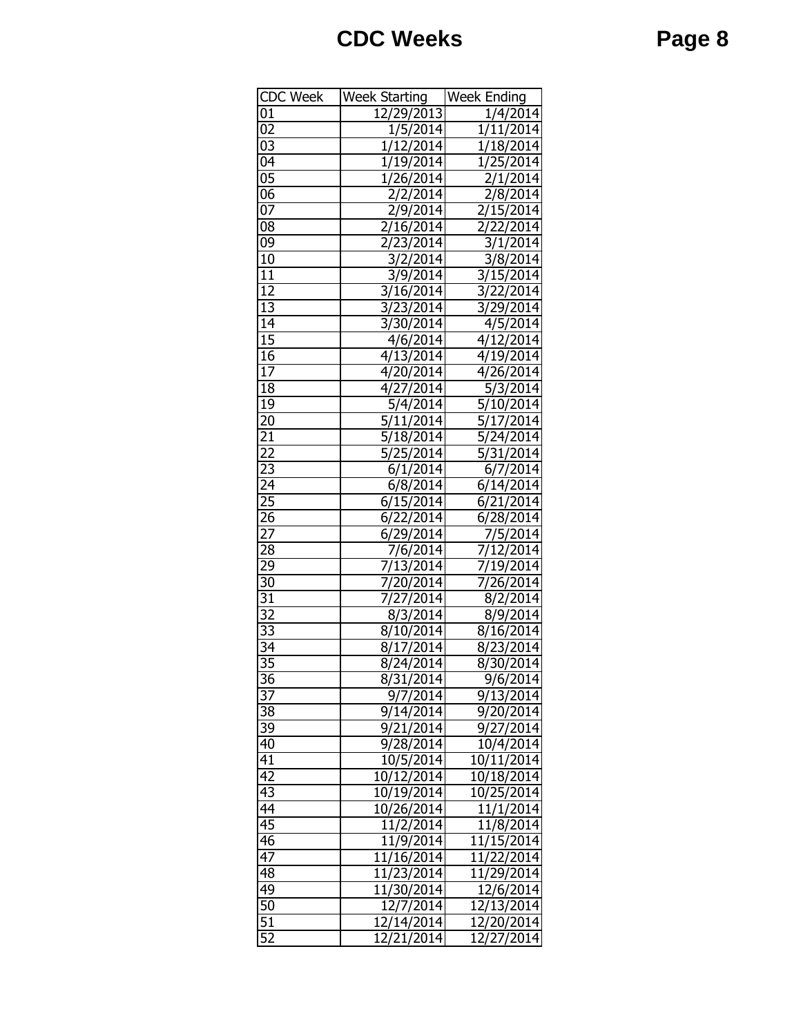# CDC Weeks

| CDC Week | Week Starting | Week Ending |
|---|---|---|
| 01 | 12/29/2013 | 1/4/2014 |
| 02 | 1/5/2014 | 1/11/2014 |
| 03 | 1/12/2014 | 1/18/2014 |
| 04 | 1/19/2014 | 1/25/2014 |
| 05 | 1/26/2014 | 2/1/2014 |
| 06 | 2/2/2014 | 2/8/2014 |
| 07 | 2/9/2014 | 2/15/2014 |
| 08 | 2/16/2014 | 2/22/2014 |
| 09 | 2/23/2014 | 3/1/2014 |
| 10 | 3/2/2014 | 3/8/2014 |
| 11 | 3/9/2014 | 3/15/2014 |
| 12 | 3/16/2014 | 3/22/2014 |
| 13 | 3/23/2014 | 3/29/2014 |
| 14 | 3/30/2014 | 4/5/2014 |
| 15 | 4/6/2014 | 4/12/2014 |
| 16 | 4/13/2014 | 4/19/2014 |
| 17 | 4/20/2014 | 4/26/2014 |
| 18 | 4/27/2014 | 5/3/2014 |
| 19 | 5/4/2014 | 5/10/2014 |
| 20 | 5/11/2014 | 5/17/2014 |
| 21 | 5/18/2014 | 5/24/2014 |
| 22 | 5/25/2014 | 5/31/2014 |
| 23 | 6/1/2014 | 6/7/2014 |
| 24 | 6/8/2014 | 6/14/2014 |
| 25 | 6/15/2014 | 6/21/2014 |
| 26 | 6/22/2014 | 6/28/2014 |
| 27 | 6/29/2014 | 7/5/2014 |
| 28 | 7/6/2014 | 7/12/2014 |
| 29 | 7/13/2014 | 7/19/2014 |
| 30 | 7/20/2014 | 7/26/2014 |
| 31 | 7/27/2014 | 8/2/2014 |
| 32 | 8/3/2014 | 8/9/2014 |
| 33 | 8/10/2014 | 8/16/2014 |
| 34 | 8/17/2014 | 8/23/2014 |
| 35 | 8/24/2014 | 8/30/2014 |
| 36 | 8/31/2014 | 9/6/2014 |
| 37 | 9/7/2014 | 9/13/2014 |
| 38 | 9/14/2014 | 9/20/2014 |
| 39 | 9/21/2014 | 9/27/2014 |
| 40 | 9/28/2014 | 10/4/2014 |
| 41 | 10/5/2014 | 10/11/2014 |
| 42 | 10/12/2014 | 10/18/2014 |
| 43 | 10/19/2014 | 10/25/2014 |
| 44 | 10/26/2014 | 11/1/2014 |
| 45 | 11/2/2014 | 11/8/2014 |
| 46 | 11/9/2014 | 11/15/2014 |
| 47 | 11/16/2014 | 11/22/2014 |
| 48 | 11/23/2014 | 11/29/2014 |
| 49 | 11/30/2014 | 12/6/2014 |
| 50 | 12/7/2014 | 12/13/2014 |
| 51 | 12/14/2014 | 12/20/2014 |
| 52 | 12/21/2014 | 12/27/2014 |